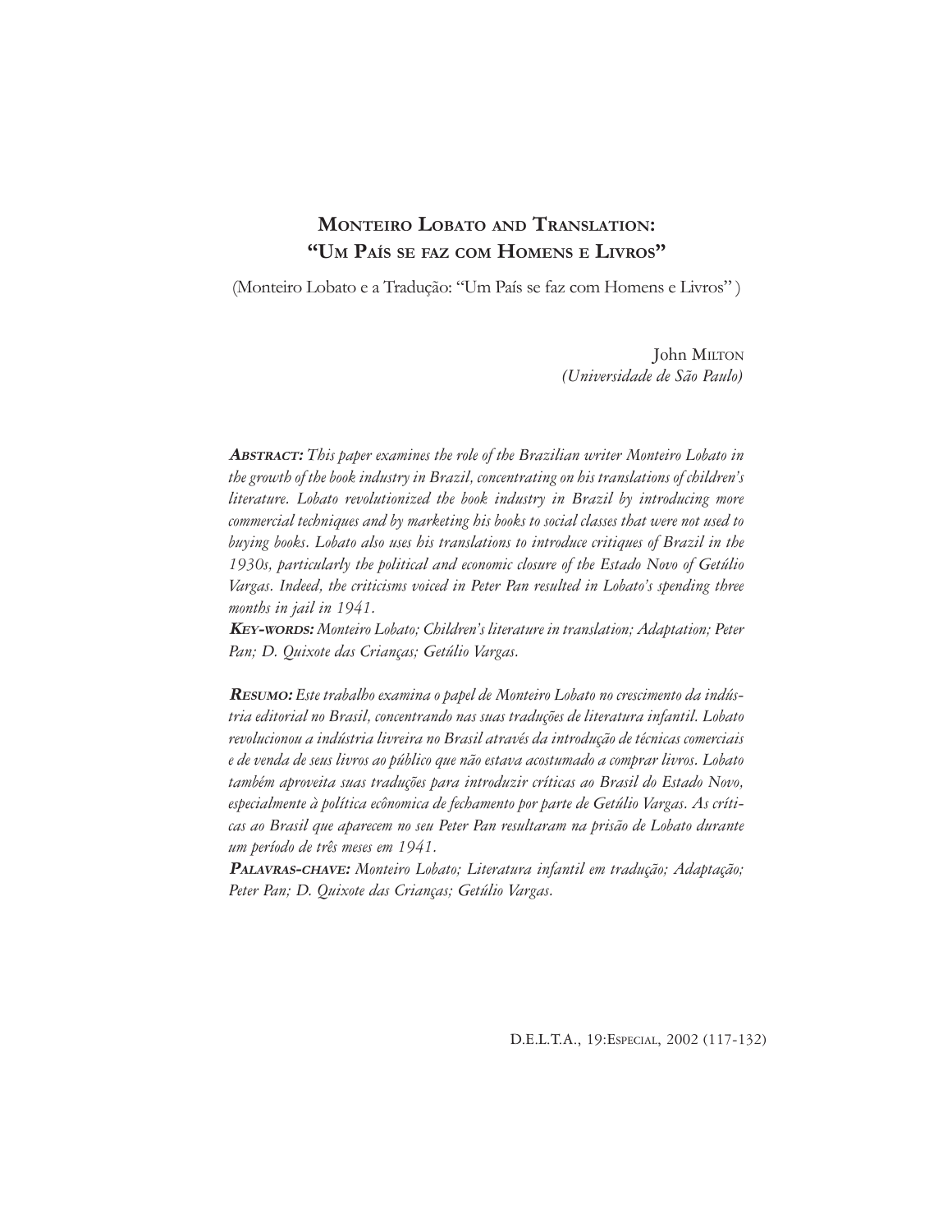# MONTEIRO LOBATO AND TRANSLATION: "UM PAÍS SE FAZ COM HOMENS E LIVROS"

(Monteiro Lobato e a Tradução: "Um País se faz com Homens e Livros")

John MILTON
*(Universidade de São Paulo)*

***ABSTRACT:*** *This paper examines the role of the Brazilian writer Monteiro Lobato in the growth of the book industry in Brazil, concentrating on his translations of children's literature. Lobato revolutionized the book industry in Brazil by introducing more commercial techniques and by marketing his books to social classes that were not used to buying books. Lobato also uses his translations to introduce critiques of Brazil in the 1930s, particularly the political and economic closure of the Estado Novo of Getúlio Vargas. Indeed, the criticisms voiced in Peter Pan resulted in Lobato's spending three months in jail in 1941.*

***KEY-WORDS:*** *Monteiro Lobato; Children's literature in translation; Adaptation; Peter Pan; D. Quixote das Crianças; Getúlio Vargas.*

***RESUMO:*** *Este trabalho examina o papel de Monteiro Lobato no crescimento da indústria editorial no Brasil, concentrando nas suas traduções de literatura infantil. Lobato revolucionou a indústria livreira no Brasil através da introdução de técnicas comerciais e de venda de seus livros ao público que não estava acostumado a comprar livros. Lobato também aproveita suas traduções para introduzir críticas ao Brasil do Estado Novo, especialmente à política ecônomica de fechamento por parte de Getúlio Vargas. As críticas ao Brasil que aparecem no seu Peter Pan resultaram na prisão de Lobato durante um período de três meses em 1941.*

***PALAVRAS-CHAVE:*** *Monteiro Lobato; Literatura infantil em tradução; Adaptação; Peter Pan; D. Quixote das Crianças; Getúlio Vargas.*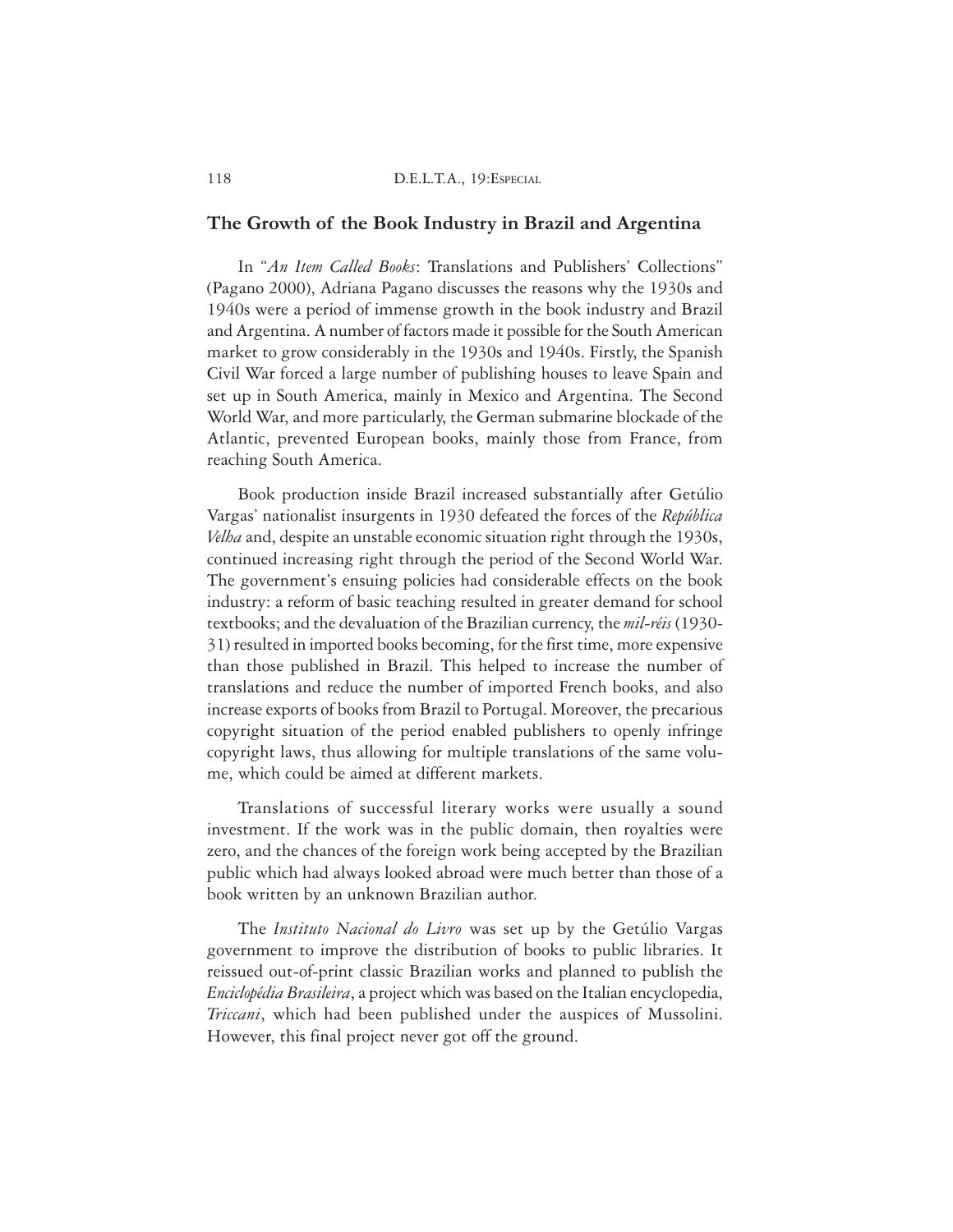## The Growth of the Book Industry in Brazil and Argentina

In "*An Item Called Books*: Translations and Publishers' Collections" (Pagano 2000), Adriana Pagano discusses the reasons why the 1930s and 1940s were a period of immense growth in the book industry and Brazil and Argentina. A number of factors made it possible for the South American market to grow considerably in the 1930s and 1940s. Firstly, the Spanish Civil War forced a large number of publishing houses to leave Spain and set up in South America, mainly in Mexico and Argentina. The Second World War, and more particularly, the German submarine blockade of the Atlantic, prevented European books, mainly those from France, from reaching South America.

Book production inside Brazil increased substantially after Getúlio Vargas' nationalist insurgents in 1930 defeated the forces of the *República Velha* and, despite an unstable economic situation right through the 1930s, continued increasing right through the period of the Second World War. The government's ensuing policies had considerable effects on the book industry: a reform of basic teaching resulted in greater demand for school textbooks; and the devaluation of the Brazilian currency, the *mil-réis* (1930-31) resulted in imported books becoming, for the first time, more expensive than those published in Brazil. This helped to increase the number of translations and reduce the number of imported French books, and also increase exports of books from Brazil to Portugal. Moreover, the precarious copyright situation of the period enabled publishers to openly infringe copyright laws, thus allowing for multiple translations of the same volume, which could be aimed at different markets.

Translations of successful literary works were usually a sound investment. If the work was in the public domain, then royalties were zero, and the chances of the foreign work being accepted by the Brazilian public which had always looked abroad were much better than those of a book written by an unknown Brazilian author.

The *Instituto Nacional do Livro* was set up by the Getúlio Vargas government to improve the distribution of books to public libraries. It reissued out-of-print classic Brazilian works and planned to publish the *Enciclopédia Brasileira*, a project which was based on the Italian encyclopedia, *Triccani*, which had been published under the auspices of Mussolini. However, this final project never got off the ground.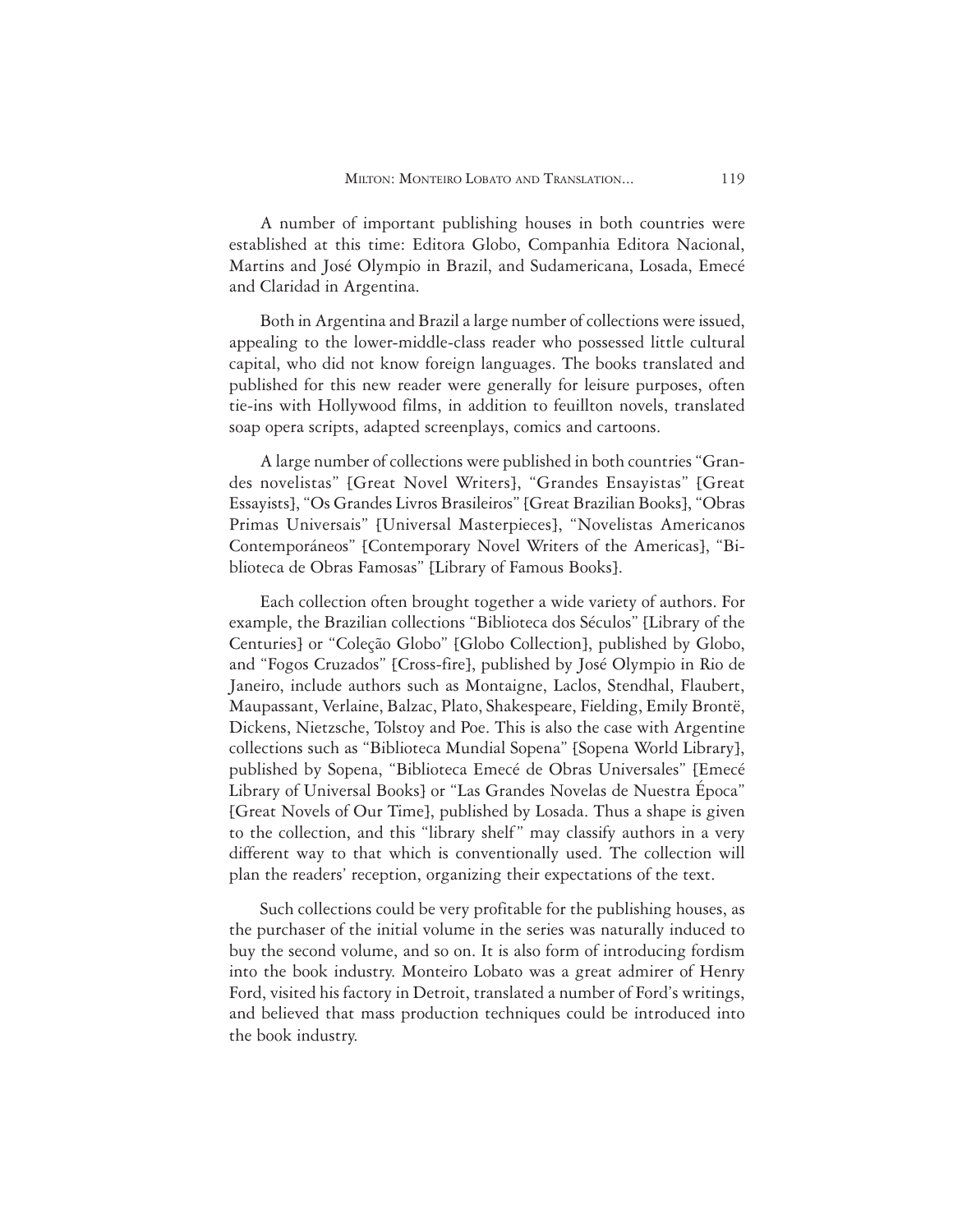A number of important publishing houses in both countries were established at this time: Editora Globo, Companhia Editora Nacional, Martins and José Olympio in Brazil, and Sudamericana, Losada, Emecé and Claridad in Argentina.

Both in Argentina and Brazil a large number of collections were issued, appealing to the lower-middle-class reader who possessed little cultural capital, who did not know foreign languages. The books translated and published for this new reader were generally for leisure purposes, often tie-ins with Hollywood films, in addition to feuillton novels, translated soap opera scripts, adapted screenplays, comics and cartoons.

A large number of collections were published in both countries "Grandes novelistas" [Great Novel Writers], "Grandes Ensayistas" [Great Essayists], "Os Grandes Livros Brasileiros" [Great Brazilian Books], "Obras Primas Universais" [Universal Masterpieces], "Novelistas Americanos Contemporáneos" [Contemporary Novel Writers of the Americas], "Biblioteca de Obras Famosas" [Library of Famous Books].

Each collection often brought together a wide variety of authors. For example, the Brazilian collections "Biblioteca dos Séculos" [Library of the Centuries] or "Coleção Globo" [Globo Collection], published by Globo, and "Fogos Cruzados" [Cross-fire], published by José Olympio in Rio de Janeiro, include authors such as Montaigne, Laclos, Stendhal, Flaubert, Maupassant, Verlaine, Balzac, Plato, Shakespeare, Fielding, Emily Brontë, Dickens, Nietzsche, Tolstoy and Poe. This is also the case with Argentine collections such as "Biblioteca Mundial Sopena" [Sopena World Library], published by Sopena, "Biblioteca Emecé de Obras Universales" [Emecé Library of Universal Books] or "Las Grandes Novelas de Nuestra Época" [Great Novels of Our Time], published by Losada. Thus a shape is given to the collection, and this "library shelf" may classify authors in a very different way to that which is conventionally used. The collection will plan the readers' reception, organizing their expectations of the text.

Such collections could be very profitable for the publishing houses, as the purchaser of the initial volume in the series was naturally induced to buy the second volume, and so on. It is also form of introducing fordism into the book industry. Monteiro Lobato was a great admirer of Henry Ford, visited his factory in Detroit, translated a number of Ford's writings, and believed that mass production techniques could be introduced into the book industry.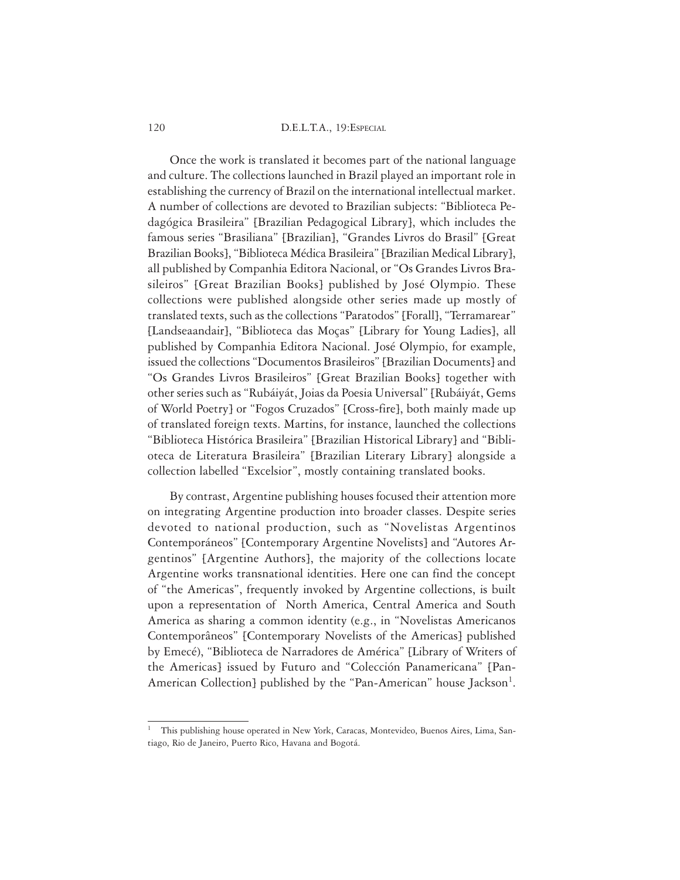Once the work is translated it becomes part of the national language and culture. The collections launched in Brazil played an important role in establishing the currency of Brazil on the international intellectual market. A number of collections are devoted to Brazilian subjects: "Biblioteca Pedagógica Brasileira" [Brazilian Pedagogical Library], which includes the famous series "Brasiliana" [Brazilian], "Grandes Livros do Brasil" [Great Brazilian Books], "Biblioteca Médica Brasileira" [Brazilian Medical Library], all published by Companhia Editora Nacional, or "Os Grandes Livros Brasileiros" [Great Brazilian Books] published by José Olympio. These collections were published alongside other series made up mostly of translated texts, such as the collections "Paratodos" [Forall], "Terramarear" [Landseaandair], "Biblioteca das Moças" [Library for Young Ladies], all published by Companhia Editora Nacional. José Olympio, for example, issued the collections "Documentos Brasileiros" [Brazilian Documents] and "Os Grandes Livros Brasileiros" [Great Brazilian Books] together with other series such as "Rubáiyát, Joias da Poesia Universal" [Rubáiyát, Gems of World Poetry] or "Fogos Cruzados" [Cross-fire], both mainly made up of translated foreign texts. Martins, for instance, launched the collections "Biblioteca Histórica Brasileira" [Brazilian Historical Library] and "Biblioteca de Literatura Brasileira" [Brazilian Literary Library] alongside a collection labelled "Excelsior", mostly containing translated books.

By contrast, Argentine publishing houses focused their attention more on integrating Argentine production into broader classes. Despite series devoted to national production, such as "Novelistas Argentinos Contemporáneos" [Contemporary Argentine Novelists] and "Autores Argentinos" [Argentine Authors], the majority of the collections locate Argentine works transnational identities. Here one can find the concept of "the Americas", frequently invoked by Argentine collections, is built upon a representation of North America, Central America and South America as sharing a common identity (e.g., in "Novelistas Americanos Contemporâneos" [Contemporary Novelists of the Americas] published by Emecé), "Biblioteca de Narradores de América" [Library of Writers of the Americas] issued by Futuro and "Colección Panamericana" [Pan-American Collection] published by the "Pan-American" house Jackson[1].

[1] This publishing house operated in New York, Caracas, Montevideo, Buenos Aires, Lima, Santiago, Rio de Janeiro, Puerto Rico, Havana and Bogotá.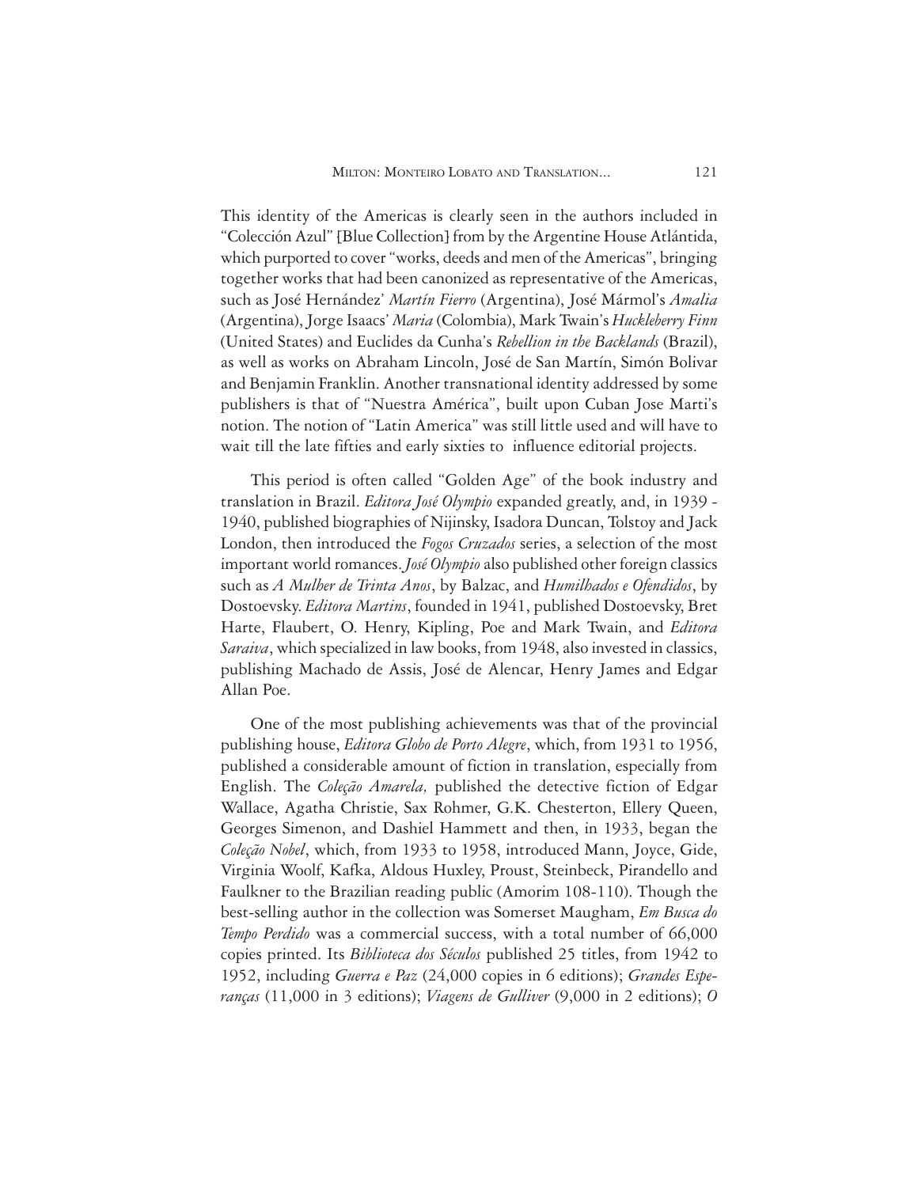This identity of the Americas is clearly seen in the authors included in "Colección Azul" [Blue Collection] from by the Argentine House Atlántida, which purported to cover "works, deeds and men of the Americas", bringing together works that had been canonized as representative of the Americas, such as José Hernández' *Martín Fierro* (Argentina), José Mármol's *Amalia* (Argentina), Jorge Isaacs' *Maria* (Colombia), Mark Twain's *Huckleberry Finn* (United States) and Euclides da Cunha's *Rebellion in the Backlands* (Brazil), as well as works on Abraham Lincoln, José de San Martín, Simón Bolivar and Benjamin Franklin. Another transnational identity addressed by some publishers is that of "Nuestra América", built upon Cuban Jose Marti's notion. The notion of "Latin America" was still little used and will have to wait till the late fifties and early sixties to influence editorial projects.

This period is often called "Golden Age" of the book industry and translation in Brazil. *Editora José Olympio* expanded greatly, and, in 1939 - 1940, published biographies of Nijinsky, Isadora Duncan, Tolstoy and Jack London, then introduced the *Fogos Cruzados* series, a selection of the most important world romances. *José Olympio* also published other foreign classics such as *A Mulher de Trinta Anos*, by Balzac, and *Humilhados e Ofendidos*, by Dostoevsky. *Editora Martins*, founded in 1941, published Dostoevsky, Bret Harte, Flaubert, O. Henry, Kipling, Poe and Mark Twain, and *Editora Saraiva*, which specialized in law books, from 1948, also invested in classics, publishing Machado de Assis, José de Alencar, Henry James and Edgar Allan Poe.

One of the most publishing achievements was that of the provincial publishing house, *Editora Globo de Porto Alegre*, which, from 1931 to 1956, published a considerable amount of fiction in translation, especially from English. The *Coleção Amarela,* published the detective fiction of Edgar Wallace, Agatha Christie, Sax Rohmer, G.K. Chesterton, Ellery Queen, Georges Simenon, and Dashiel Hammett and then, in 1933, began the *Coleção Nobel*, which, from 1933 to 1958, introduced Mann, Joyce, Gide, Virginia Woolf, Kafka, Aldous Huxley, Proust, Steinbeck, Pirandello and Faulkner to the Brazilian reading public (Amorim 108-110). Though the best-selling author in the collection was Somerset Maugham, *Em Busca do Tempo Perdido* was a commercial success, with a total number of 66,000 copies printed. Its *Biblioteca dos Séculos* published 25 titles, from 1942 to 1952, including *Guerra e Paz* (24,000 copies in 6 editions); *Grandes Esperanças* (11,000 in 3 editions); *Viagens de Gulliver* (9,000 in 2 editions); *O*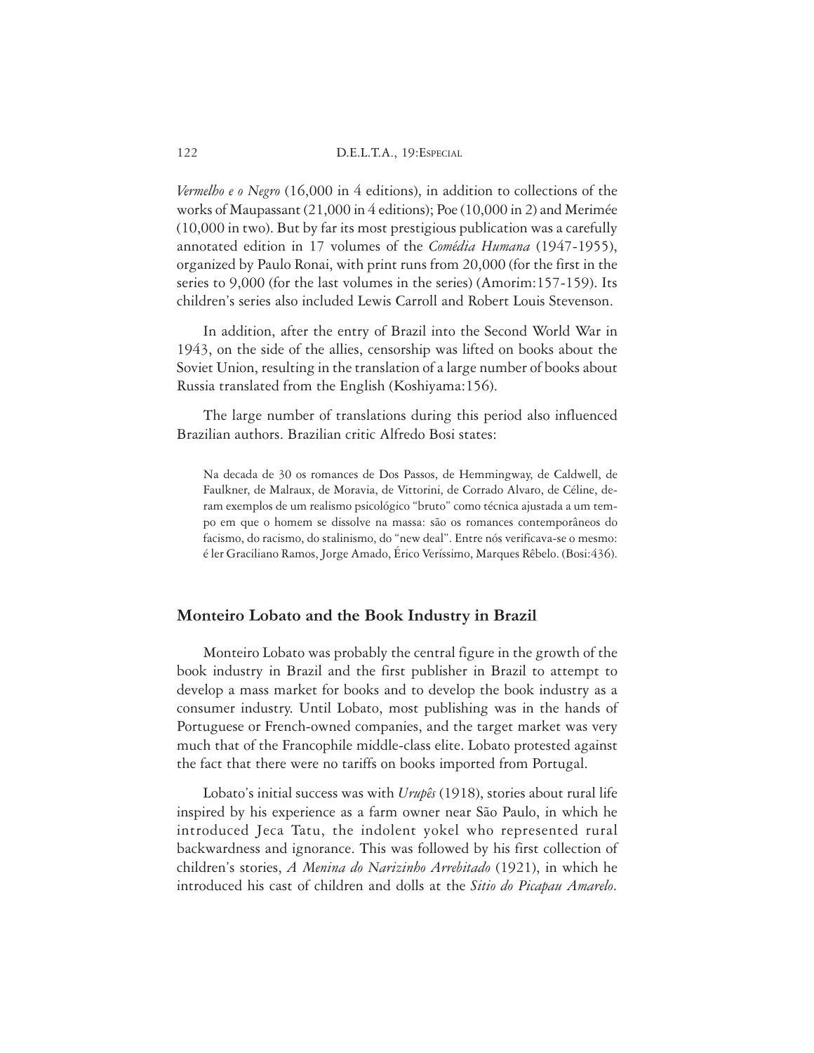*Vermelho e o Negro* (16,000 in 4 editions), in addition to collections of the works of Maupassant (21,000 in 4 editions); Poe (10,000 in 2) and Merimée (10,000 in two). But by far its most prestigious publication was a carefully annotated edition in 17 volumes of the *Comédia Humana* (1947-1955), organized by Paulo Ronai, with print runs from 20,000 (for the first in the series to 9,000 (for the last volumes in the series) (Amorim:157-159). Its children's series also included Lewis Carroll and Robert Louis Stevenson.

In addition, after the entry of Brazil into the Second World War in 1943, on the side of the allies, censorship was lifted on books about the Soviet Union, resulting in the translation of a large number of books about Russia translated from the English (Koshiyama:156).

The large number of translations during this period also influenced Brazilian authors. Brazilian critic Alfredo Bosi states:

> Na decada de 30 os romances de Dos Passos, de Hemmingway, de Caldwell, de Faulkner, de Malraux, de Moravia, de Vittorini, de Corrado Alvaro, de Céline, deram exemplos de um realismo psicológico "bruto" como técnica ajustada a um tempo em que o homem se dissolve na massa: são os romances contemporâneos do facismo, do racismo, do stalinismo, do "new deal". Entre nós verificava-se o mesmo: é ler Graciliano Ramos, Jorge Amado, Érico Veríssimo, Marques Rêbelo. (Bosi:436).

## Monteiro Lobato and the Book Industry in Brazil

Monteiro Lobato was probably the central figure in the growth of the book industry in Brazil and the first publisher in Brazil to attempt to develop a mass market for books and to develop the book industry as a consumer industry. Until Lobato, most publishing was in the hands of Portuguese or French-owned companies, and the target market was very much that of the Francophile middle-class elite. Lobato protested against the fact that there were no tariffs on books imported from Portugal.

Lobato's initial success was with *Urupês* (1918), stories about rural life inspired by his experience as a farm owner near São Paulo, in which he introduced Jeca Tatu, the indolent yokel who represented rural backwardness and ignorance. This was followed by his first collection of children's stories, *A Menina do Narizinho Arrebitado* (1921), in which he introduced his cast of children and dolls at the *Sitio do Picapau Amarelo*.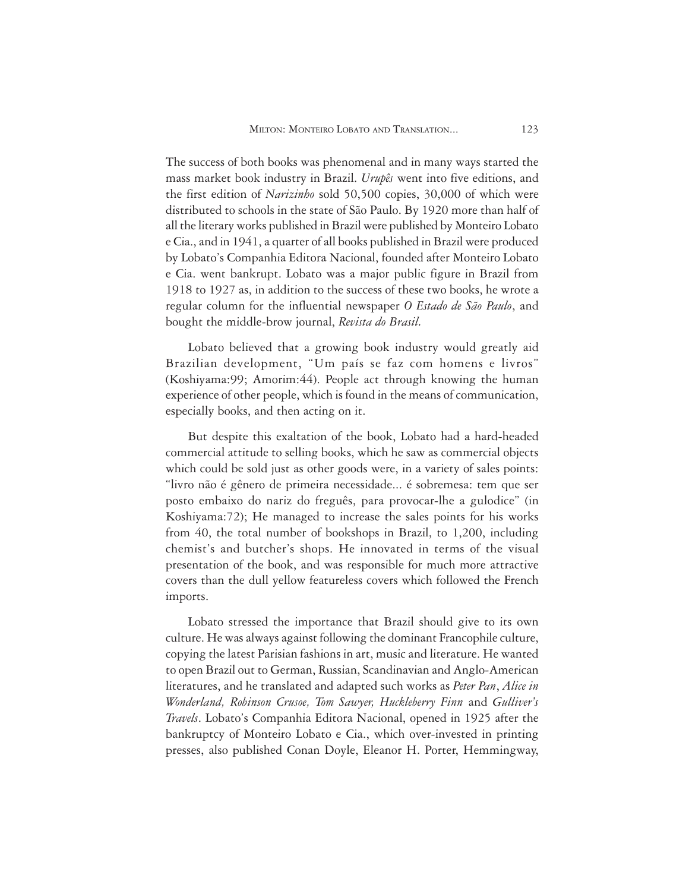The success of both books was phenomenal and in many ways started the mass market book industry in Brazil. *Urupês* went into five editions, and the first edition of *Narizinho* sold 50,500 copies, 30,000 of which were distributed to schools in the state of São Paulo. By 1920 more than half of all the literary works published in Brazil were published by Monteiro Lobato e Cia., and in 1941, a quarter of all books published in Brazil were produced by Lobato's Companhia Editora Nacional, founded after Monteiro Lobato e Cia. went bankrupt. Lobato was a major public figure in Brazil from 1918 to 1927 as, in addition to the success of these two books, he wrote a regular column for the influential newspaper *O Estado de São Paulo*, and bought the middle-brow journal, *Revista do Brasil*.

Lobato believed that a growing book industry would greatly aid Brazilian development, "Um país se faz com homens e livros" (Koshiyama:99; Amorim:44). People act through knowing the human experience of other people, which is found in the means of communication, especially books, and then acting on it.

But despite this exaltation of the book, Lobato had a hard-headed commercial attitude to selling books, which he saw as commercial objects which could be sold just as other goods were, in a variety of sales points: "livro não é gênero de primeira necessidade... é sobremesa: tem que ser posto embaixo do nariz do freguês, para provocar-lhe a gulodice" (in Koshiyama:72); He managed to increase the sales points for his works from 40, the total number of bookshops in Brazil, to 1,200, including chemist's and butcher's shops. He innovated in terms of the visual presentation of the book, and was responsible for much more attractive covers than the dull yellow featureless covers which followed the French imports.

Lobato stressed the importance that Brazil should give to its own culture. He was always against following the dominant Francophile culture, copying the latest Parisian fashions in art, music and literature. He wanted to open Brazil out to German, Russian, Scandinavian and Anglo-American literatures, and he translated and adapted such works as *Peter Pan*, *Alice in Wonderland, Robinson Crusoe, Tom Sawyer, Huckleberry Finn* and *Gulliver's Travels*. Lobato's Companhia Editora Nacional, opened in 1925 after the bankruptcy of Monteiro Lobato e Cia., which over-invested in printing presses, also published Conan Doyle, Eleanor H. Porter, Hemmingway,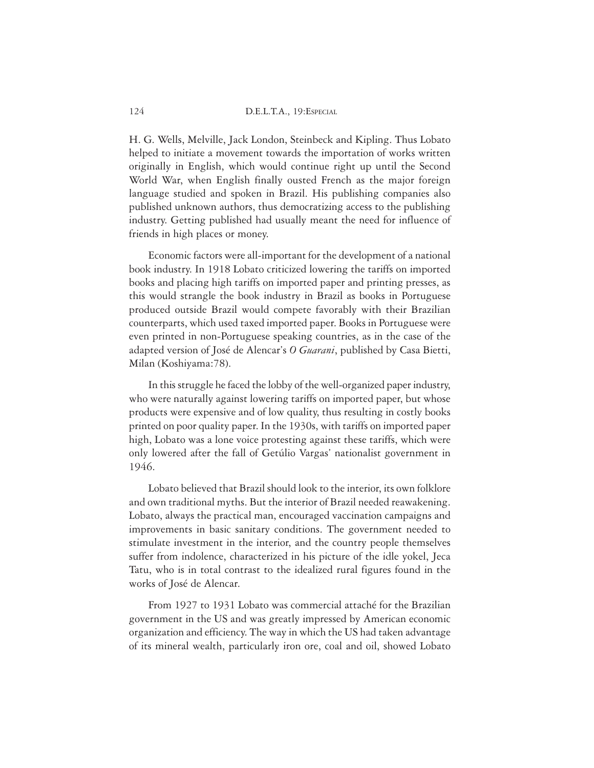H. G. Wells, Melville, Jack London, Steinbeck and Kipling. Thus Lobato helped to initiate a movement towards the importation of works written originally in English, which would continue right up until the Second World War, when English finally ousted French as the major foreign language studied and spoken in Brazil. His publishing companies also published unknown authors, thus democratizing access to the publishing industry. Getting published had usually meant the need for influence of friends in high places or money.

Economic factors were all-important for the development of a national book industry. In 1918 Lobato criticized lowering the tariffs on imported books and placing high tariffs on imported paper and printing presses, as this would strangle the book industry in Brazil as books in Portuguese produced outside Brazil would compete favorably with their Brazilian counterparts, which used taxed imported paper. Books in Portuguese were even printed in non-Portuguese speaking countries, as in the case of the adapted version of José de Alencar's *O Guarani*, published by Casa Bietti, Milan (Koshiyama:78).

In this struggle he faced the lobby of the well-organized paper industry, who were naturally against lowering tariffs on imported paper, but whose products were expensive and of low quality, thus resulting in costly books printed on poor quality paper. In the 1930s, with tariffs on imported paper high, Lobato was a lone voice protesting against these tariffs, which were only lowered after the fall of Getúlio Vargas' nationalist government in 1946.

Lobato believed that Brazil should look to the interior, its own folklore and own traditional myths. But the interior of Brazil needed reawakening. Lobato, always the practical man, encouraged vaccination campaigns and improvements in basic sanitary conditions. The government needed to stimulate investment in the interior, and the country people themselves suffer from indolence, characterized in his picture of the idle yokel, Jeca Tatu, who is in total contrast to the idealized rural figures found in the works of José de Alencar.

From 1927 to 1931 Lobato was commercial attaché for the Brazilian government in the US and was greatly impressed by American economic organization and efficiency. The way in which the US had taken advantage of its mineral wealth, particularly iron ore, coal and oil, showed Lobato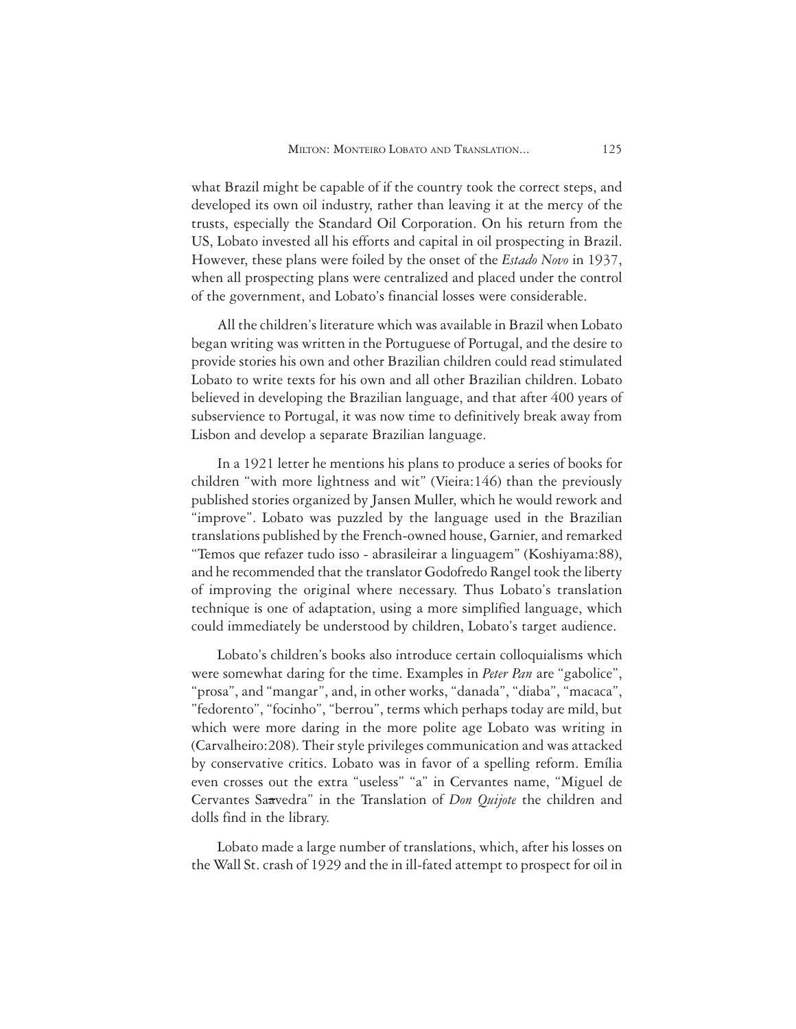what Brazil might be capable of if the country took the correct steps, and developed its own oil industry, rather than leaving it at the mercy of the trusts, especially the Standard Oil Corporation. On his return from the US, Lobato invested all his efforts and capital in oil prospecting in Brazil. However, these plans were foiled by the onset of the *Estado Novo* in 1937, when all prospecting plans were centralized and placed under the control of the government, and Lobato's financial losses were considerable.

All the children's literature which was available in Brazil when Lobato began writing was written in the Portuguese of Portugal, and the desire to provide stories his own and other Brazilian children could read stimulated Lobato to write texts for his own and all other Brazilian children. Lobato believed in developing the Brazilian language, and that after 400 years of subservience to Portugal, it was now time to definitively break away from Lisbon and develop a separate Brazilian language.

In a 1921 letter he mentions his plans to produce a series of books for children "with more lightness and wit" (Vieira:146) than the previously published stories organized by Jansen Muller, which he would rework and "improve". Lobato was puzzled by the language used in the Brazilian translations published by the French-owned house, Garnier, and remarked "Temos que refazer tudo isso - abrasileirar a linguagem" (Koshiyama:88), and he recommended that the translator Godofredo Rangel took the liberty of improving the original where necessary. Thus Lobato's translation technique is one of adaptation, using a more simplified language, which could immediately be understood by children, Lobato's target audience.

Lobato's children's books also introduce certain colloquialisms which were somewhat daring for the time. Examples in *Peter Pan* are "gabolice", "prosa", and "mangar", and, in other works, "danada", "diaba", "macaca", "fedorento", "focinho", "berrou", terms which perhaps today are mild, but which were more daring in the more polite age Lobato was writing in (Carvalheiro:208). Their style privileges communication and was attacked by conservative critics. Lobato was in favor of a spelling reform. Emília even crosses out the extra "useless" "a" in Cervantes name, "Miguel de Cervantes Sa~~a~~vedra" in the Translation of *Don Quijote* the children and dolls find in the library.

Lobato made a large number of translations, which, after his losses on the Wall St. crash of 1929 and the in ill-fated attempt to prospect for oil in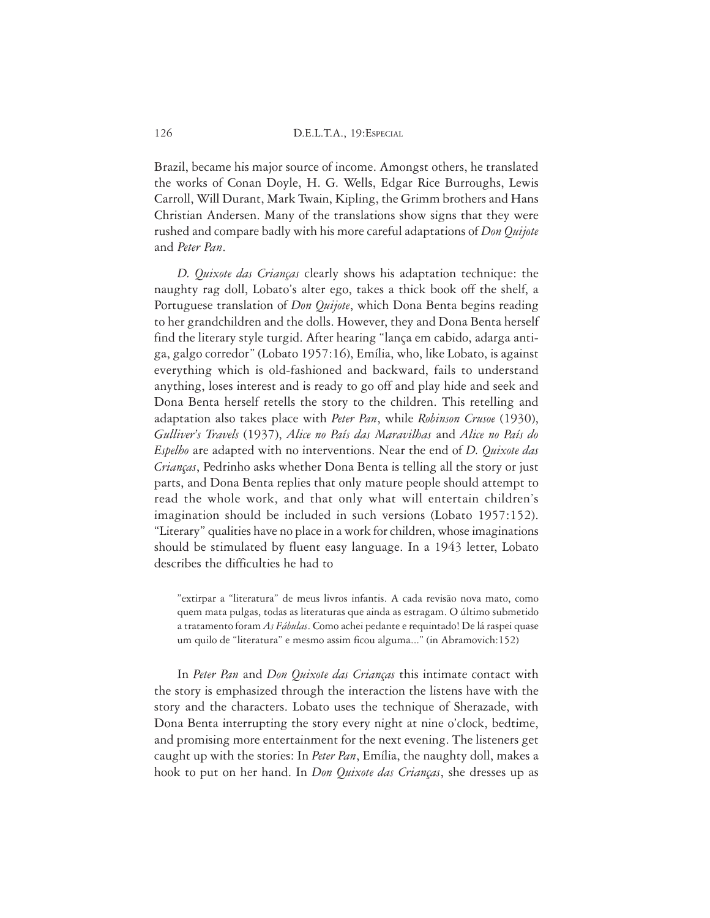Brazil, became his major source of income. Amongst others, he translated the works of Conan Doyle, H. G. Wells, Edgar Rice Burroughs, Lewis Carroll, Will Durant, Mark Twain, Kipling, the Grimm brothers and Hans Christian Andersen. Many of the translations show signs that they were rushed and compare badly with his more careful adaptations of *Don Quijote* and *Peter Pan*.

*D. Quixote das Crianças* clearly shows his adaptation technique: the naughty rag doll, Lobato's alter ego, takes a thick book off the shelf, a Portuguese translation of *Don Quijote*, which Dona Benta begins reading to her grandchildren and the dolls. However, they and Dona Benta herself find the literary style turgid. After hearing "lança em cabido, adarga antiga, galgo corredor" (Lobato 1957:16), Emília, who, like Lobato, is against everything which is old-fashioned and backward, fails to understand anything, loses interest and is ready to go off and play hide and seek and Dona Benta herself retells the story to the children. This retelling and adaptation also takes place with *Peter Pan*, while *Robinson Crusoe* (1930), *Gulliver's Travels* (1937), *Alice no País das Maravilhas* and *Alice no País do Espelho* are adapted with no interventions. Near the end of *D. Quixote das Crianças*, Pedrinho asks whether Dona Benta is telling all the story or just parts, and Dona Benta replies that only mature people should attempt to read the whole work, and that only what will entertain children's imagination should be included in such versions (Lobato 1957:152). "Literary" qualities have no place in a work for children, whose imaginations should be stimulated by fluent easy language. In a 1943 letter, Lobato describes the difficulties he had to

> "extirpar a "literatura" de meus livros infantis. A cada revisão nova mato, como quem mata pulgas, todas as literaturas que ainda as estragam. O último submetido a tratamento foram *As Fábulas*. Como achei pedante e requintado! De lá raspei quase um quilo de "literatura" e mesmo assim ficou alguma..." (in Abramovich:152)

In *Peter Pan* and *Don Quixote das Crianças* this intimate contact with the story is emphasized through the interaction the listens have with the story and the characters. Lobato uses the technique of Sherazade, with Dona Benta interrupting the story every night at nine o'clock, bedtime, and promising more entertainment for the next evening. The listeners get caught up with the stories: In *Peter Pan*, Emília, the naughty doll, makes a hook to put on her hand. In *Don Quixote das Crianças*, she dresses up as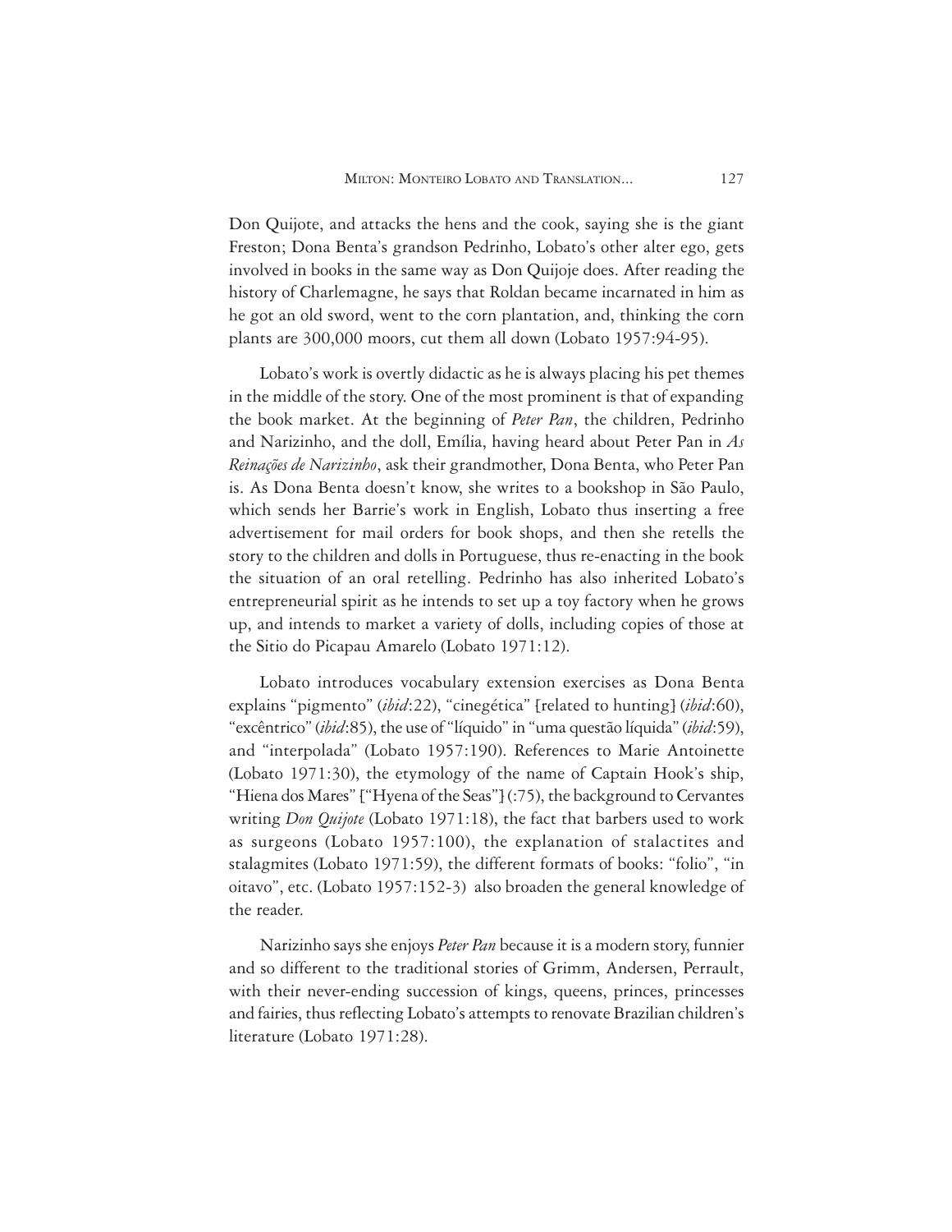Don Quijote, and attacks the hens and the cook, saying she is the giant Freston; Dona Benta's grandson Pedrinho, Lobato's other alter ego, gets involved in books in the same way as Don Quijoje does. After reading the history of Charlemagne, he says that Roldan became incarnated in him as he got an old sword, went to the corn plantation, and, thinking the corn plants are 300,000 moors, cut them all down (Lobato 1957:94-95).

Lobato's work is overtly didactic as he is always placing his pet themes in the middle of the story. One of the most prominent is that of expanding the book market. At the beginning of *Peter Pan*, the children, Pedrinho and Narizinho, and the doll, Emília, having heard about Peter Pan in *As Reinações de Narizinho*, ask their grandmother, Dona Benta, who Peter Pan is. As Dona Benta doesn't know, she writes to a bookshop in São Paulo, which sends her Barrie's work in English, Lobato thus inserting a free advertisement for mail orders for book shops, and then she retells the story to the children and dolls in Portuguese, thus re-enacting in the book the situation of an oral retelling. Pedrinho has also inherited Lobato's entrepreneurial spirit as he intends to set up a toy factory when he grows up, and intends to market a variety of dolls, including copies of those at the Sitio do Picapau Amarelo (Lobato 1971:12).

Lobato introduces vocabulary extension exercises as Dona Benta explains "pigmento" (*ibid*:22), "cinegética" [related to hunting] (*ibid*:60), "excêntrico" (*ibid*:85), the use of "líquido" in "uma questão líquida" (*ibid*:59), and "interpolada" (Lobato 1957:190). References to Marie Antoinette (Lobato 1971:30), the etymology of the name of Captain Hook's ship, "Hiena dos Mares" ["Hyena of the Seas"] (:75), the background to Cervantes writing *Don Quijote* (Lobato 1971:18), the fact that barbers used to work as surgeons (Lobato 1957:100), the explanation of stalactites and stalagmites (Lobato 1971:59), the different formats of books: "folio", "in oitavo", etc. (Lobato 1957:152-3) also broaden the general knowledge of the reader.

Narizinho says she enjoys *Peter Pan* because it is a modern story, funnier and so different to the traditional stories of Grimm, Andersen, Perrault, with their never-ending succession of kings, queens, princes, princesses and fairies, thus reflecting Lobato's attempts to renovate Brazilian children's literature (Lobato 1971:28).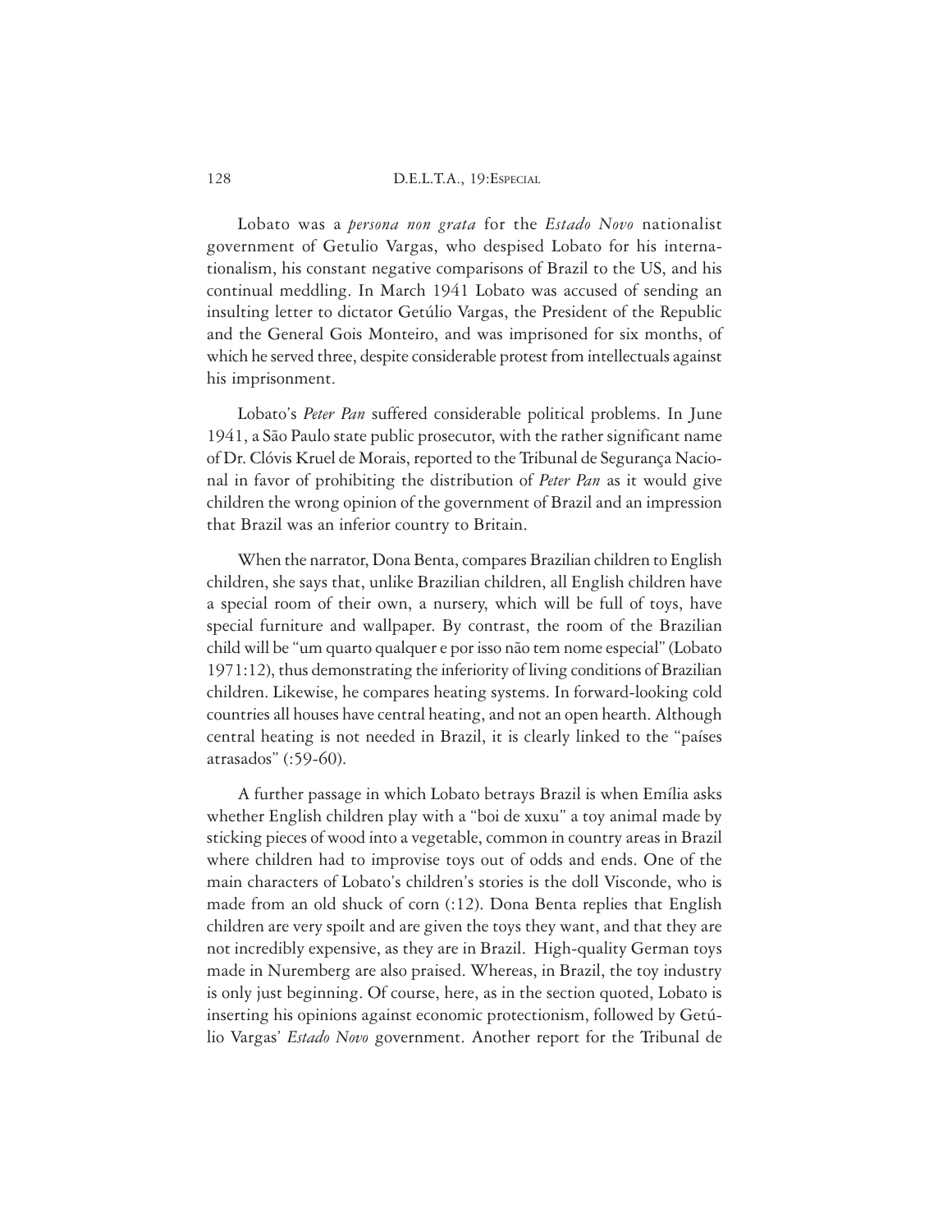Lobato was a *persona non grata* for the *Estado Novo* nationalist government of Getulio Vargas, who despised Lobato for his internationalism, his constant negative comparisons of Brazil to the US, and his continual meddling. In March 1941 Lobato was accused of sending an insulting letter to dictator Getúlio Vargas, the President of the Republic and the General Gois Monteiro, and was imprisoned for six months, of which he served three, despite considerable protest from intellectuals against his imprisonment.

Lobato's *Peter Pan* suffered considerable political problems. In June 1941, a São Paulo state public prosecutor, with the rather significant name of Dr. Clóvis Kruel de Morais, reported to the Tribunal de Segurança Nacional in favor of prohibiting the distribution of *Peter Pan* as it would give children the wrong opinion of the government of Brazil and an impression that Brazil was an inferior country to Britain.

When the narrator, Dona Benta, compares Brazilian children to English children, she says that, unlike Brazilian children, all English children have a special room of their own, a nursery, which will be full of toys, have special furniture and wallpaper. By contrast, the room of the Brazilian child will be "um quarto qualquer e por isso não tem nome especial" (Lobato 1971:12), thus demonstrating the inferiority of living conditions of Brazilian children. Likewise, he compares heating systems. In forward-looking cold countries all houses have central heating, and not an open hearth. Although central heating is not needed in Brazil, it is clearly linked to the "países atrasados" (:59-60).

A further passage in which Lobato betrays Brazil is when Emília asks whether English children play with a "boi de xuxu" a toy animal made by sticking pieces of wood into a vegetable, common in country areas in Brazil where children had to improvise toys out of odds and ends. One of the main characters of Lobato's children's stories is the doll Visconde, who is made from an old shuck of corn (:12). Dona Benta replies that English children are very spoilt and are given the toys they want, and that they are not incredibly expensive, as they are in Brazil. High-quality German toys made in Nuremberg are also praised. Whereas, in Brazil, the toy industry is only just beginning. Of course, here, as in the section quoted, Lobato is inserting his opinions against economic protectionism, followed by Getúlio Vargas' *Estado Novo* government. Another report for the Tribunal de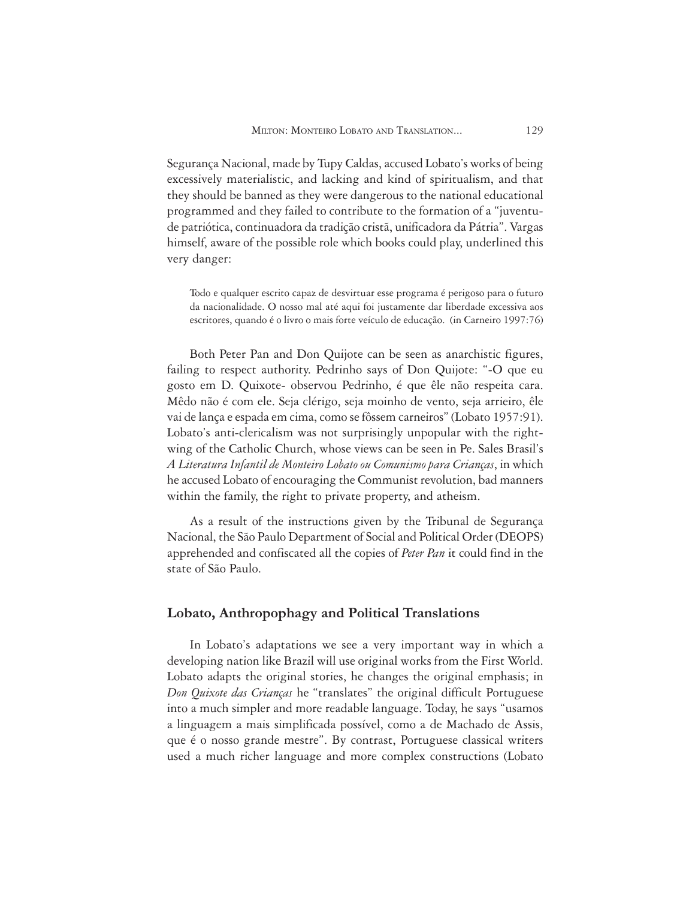Segurança Nacional, made by Tupy Caldas, accused Lobato's works of being excessively materialistic, and lacking and kind of spiritualism, and that they should be banned as they were dangerous to the national educational programmed and they failed to contribute to the formation of a "juventude patriótica, continuadora da tradição cristã, unificadora da Pátria". Vargas himself, aware of the possible role which books could play, underlined this very danger:

> Todo e qualquer escrito capaz de desvirtuar esse programa é perigoso para o futuro da nacionalidade. O nosso mal até aqui foi justamente dar liberdade excessiva aos escritores, quando é o livro o mais forte veículo de educação. (in Carneiro 1997:76)

Both Peter Pan and Don Quijote can be seen as anarchistic figures, failing to respect authority. Pedrinho says of Don Quijote: "-O que eu gosto em D. Quixote- observou Pedrinho, é que êle não respeita cara. Mêdo não é com ele. Seja clérigo, seja moinho de vento, seja arrieiro, êle vai de lança e espada em cima, como se fôssem carneiros" (Lobato 1957:91). Lobato's anti-clericalism was not surprisingly unpopular with the right-wing of the Catholic Church, whose views can be seen in Pe. Sales Brasil's *A Literatura Infantil de Monteiro Lobato ou Comunismo para Crianças*, in which he accused Lobato of encouraging the Communist revolution, bad manners within the family, the right to private property, and atheism.

As a result of the instructions given by the Tribunal de Segurança Nacional, the São Paulo Department of Social and Political Order (DEOPS) apprehended and confiscated all the copies of *Peter Pan* it could find in the state of São Paulo.

## Lobato, Anthropophagy and Political Translations

In Lobato's adaptations we see a very important way in which a developing nation like Brazil will use original works from the First World. Lobato adapts the original stories, he changes the original emphasis; in *Don Quixote das Crianças* he "translates" the original difficult Portuguese into a much simpler and more readable language. Today, he says "usamos a linguagem a mais simplificada possível, como a de Machado de Assis, que é o nosso grande mestre". By contrast, Portuguese classical writers used a much richer language and more complex constructions (Lobato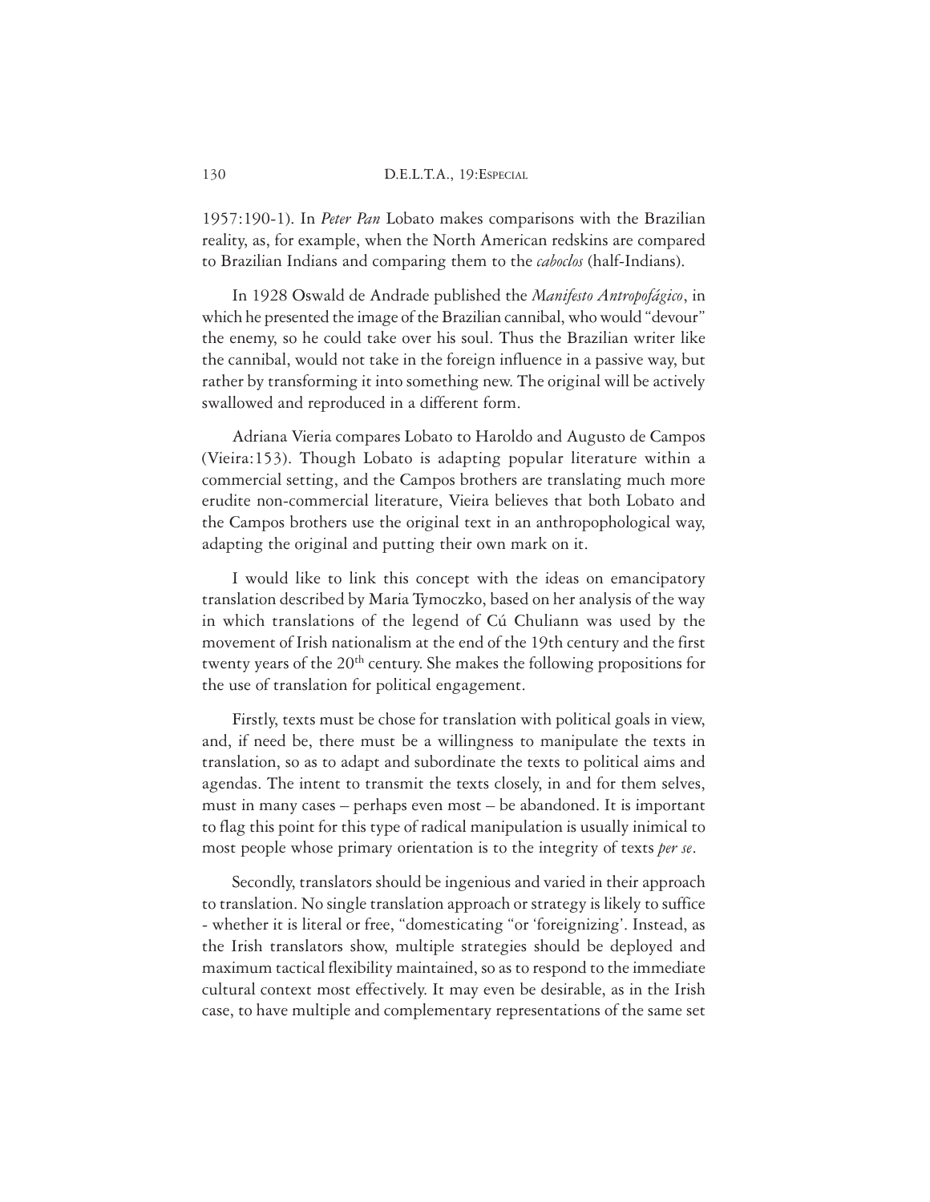1957:190-1). In *Peter Pan* Lobato makes comparisons with the Brazilian reality, as, for example, when the North American redskins are compared to Brazilian Indians and comparing them to the *caboclos* (half-Indians).

In 1928 Oswald de Andrade published the *Manifesto Antropofágico*, in which he presented the image of the Brazilian cannibal, who would "devour" the enemy, so he could take over his soul. Thus the Brazilian writer like the cannibal, would not take in the foreign influence in a passive way, but rather by transforming it into something new. The original will be actively swallowed and reproduced in a different form.

Adriana Vieria compares Lobato to Haroldo and Augusto de Campos (Vieira:153). Though Lobato is adapting popular literature within a commercial setting, and the Campos brothers are translating much more erudite non-commercial literature, Vieira believes that both Lobato and the Campos brothers use the original text in an anthropophological way, adapting the original and putting their own mark on it.

I would like to link this concept with the ideas on emancipatory translation described by Maria Tymoczko, based on her analysis of the way in which translations of the legend of Cú Chuliann was used by the movement of Irish nationalism at the end of the 19th century and the first twenty years of the 20th century. She makes the following propositions for the use of translation for political engagement.

Firstly, texts must be chose for translation with political goals in view, and, if need be, there must be a willingness to manipulate the texts in translation, so as to adapt and subordinate the texts to political aims and agendas. The intent to transmit the texts closely, in and for them selves, must in many cases – perhaps even most – be abandoned. It is important to flag this point for this type of radical manipulation is usually inimical to most people whose primary orientation is to the integrity of texts *per se*.

Secondly, translators should be ingenious and varied in their approach to translation. No single translation approach or strategy is likely to suffice - whether it is literal or free, "domesticating "or 'foreignizing'. Instead, as the Irish translators show, multiple strategies should be deployed and maximum tactical flexibility maintained, so as to respond to the immediate cultural context most effectively. It may even be desirable, as in the Irish case, to have multiple and complementary representations of the same set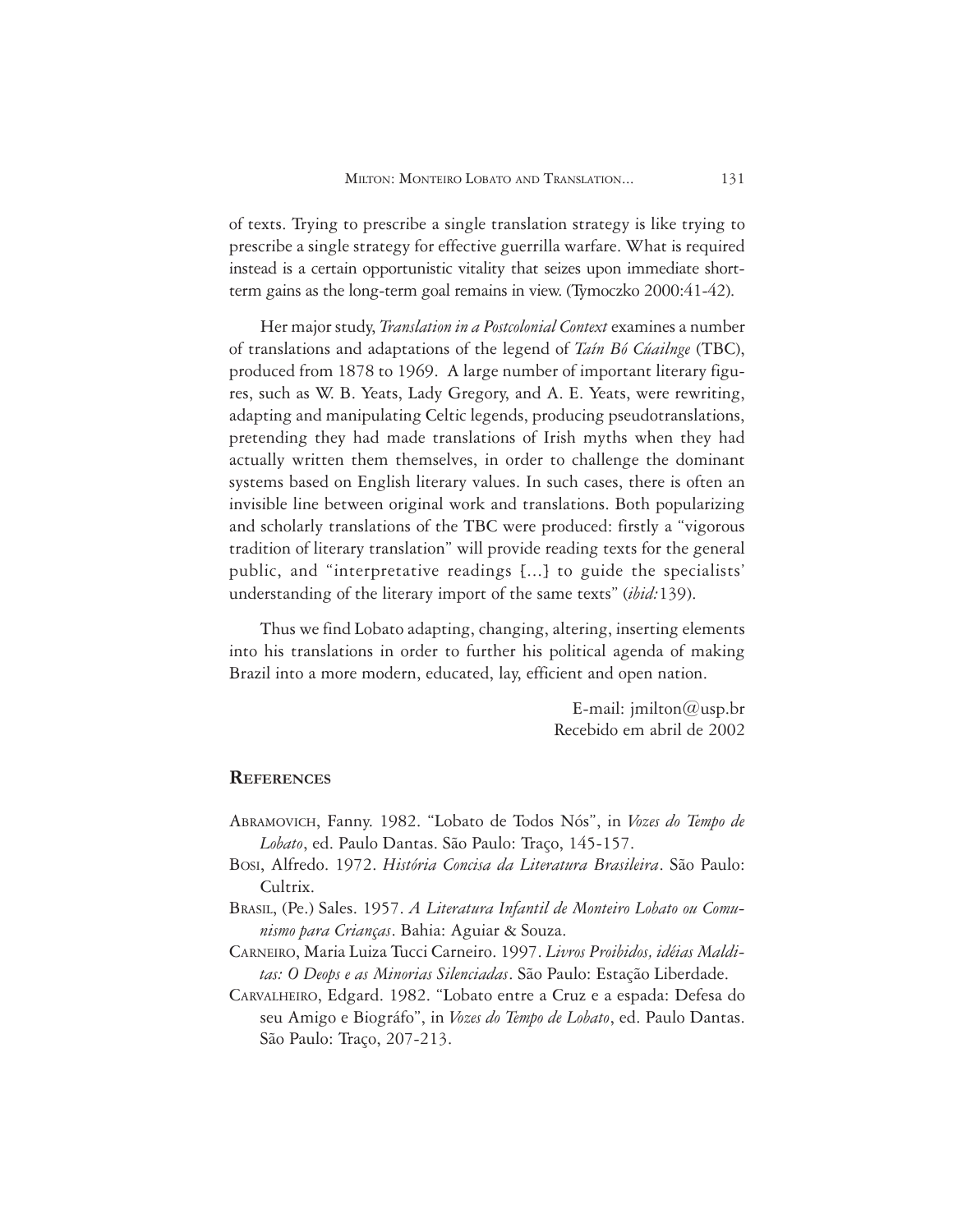of texts. Trying to prescribe a single translation strategy is like trying to prescribe a single strategy for effective guerrilla warfare. What is required instead is a certain opportunistic vitality that seizes upon immediate short-term gains as the long-term goal remains in view. (Tymoczko 2000:41-42).

Her major study, *Translation in a Postcolonial Context* examines a number of translations and adaptations of the legend of *Taín Bó Cúailnge* (TBC), produced from 1878 to 1969. A large number of important literary figures, such as W. B. Yeats, Lady Gregory, and A. E. Yeats, were rewriting, adapting and manipulating Celtic legends, producing pseudotranslations, pretending they had made translations of Irish myths when they had actually written them themselves, in order to challenge the dominant systems based on English literary values. In such cases, there is often an invisible line between original work and translations. Both popularizing and scholarly translations of the TBC were produced: firstly a "vigorous tradition of literary translation" will provide reading texts for the general public, and "interpretative readings [...] to guide the specialists' understanding of the literary import of the same texts" (*ibid:*139).

Thus we find Lobato adapting, changing, altering, inserting elements into his translations in order to further his political agenda of making Brazil into a more modern, educated, lay, efficient and open nation.

E-mail: jmilton@usp.br
Recebido em abril de 2002

## References

ABRAMOVICH, Fanny. 1982. "Lobato de Todos Nós", in *Vozes do Tempo de Lobato*, ed. Paulo Dantas. São Paulo: Traço, 145-157.

BOSI, Alfredo. 1972. *História Concisa da Literatura Brasileira*. São Paulo: Cultrix.

BRASIL, (Pe.) Sales. 1957. *A Literatura Infantil de Monteiro Lobato ou Comunismo para Crianças*. Bahia: Aguiar & Souza.

CARNEIRO, Maria Luiza Tucci Carneiro. 1997. *Livros Proibidos, idéias Malditas: O Deops e as Minorias Silenciadas*. São Paulo: Estação Liberdade.

CARVALHEIRO, Edgard. 1982. "Lobato entre a Cruz e a espada: Defesa do seu Amigo e Biográfo", in *Vozes do Tempo de Lobato*, ed. Paulo Dantas. São Paulo: Traço, 207-213.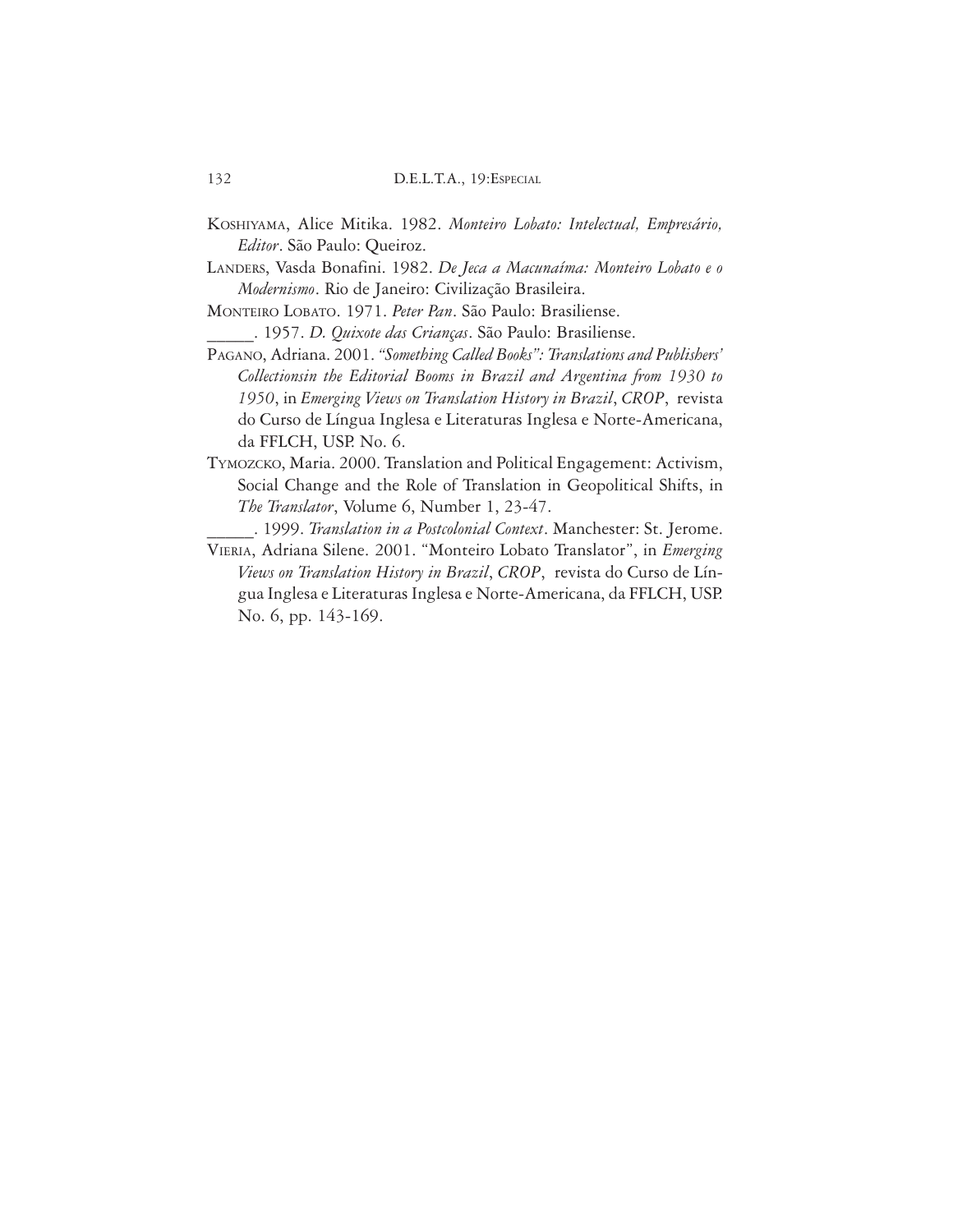KOSHIYAMA, Alice Mitika. 1982. *Monteiro Lobato: Intelectual, Empresário, Editor*. São Paulo: Queiroz.

LANDERS, Vasda Bonafini. 1982. *De Jeca a Macunaíma: Monteiro Lobato e o Modernismo*. Rio de Janeiro: Civilização Brasileira.

MONTEIRO LOBATO. 1971. *Peter Pan*. São Paulo: Brasiliense.

_____. 1957. *D. Quixote das Crianças*. São Paulo: Brasiliense.

PAGANO, Adriana. 2001. *"Something Called Books": Translations and Publishers' Collectionsin the Editorial Booms in Brazil and Argentina from 1930 to 1950*, in *Emerging Views on Translation History in Brazil*, *CROP*, revista do Curso de Língua Inglesa e Literaturas Inglesa e Norte-Americana, da FFLCH, USP. No. 6.

TYMOZCKO, Maria. 2000. Translation and Political Engagement: Activism, Social Change and the Role of Translation in Geopolitical Shifts, in *The Translator*, Volume 6, Number 1, 23-47.

_____. 1999. *Translation in a Postcolonial Context*. Manchester: St. Jerome.

VIERIA, Adriana Silene. 2001. "Monteiro Lobato Translator", in *Emerging Views on Translation History in Brazil*, *CROP*, revista do Curso de Língua Inglesa e Literaturas Inglesa e Norte-Americana, da FFLCH, USP. No. 6, pp. 143-169.